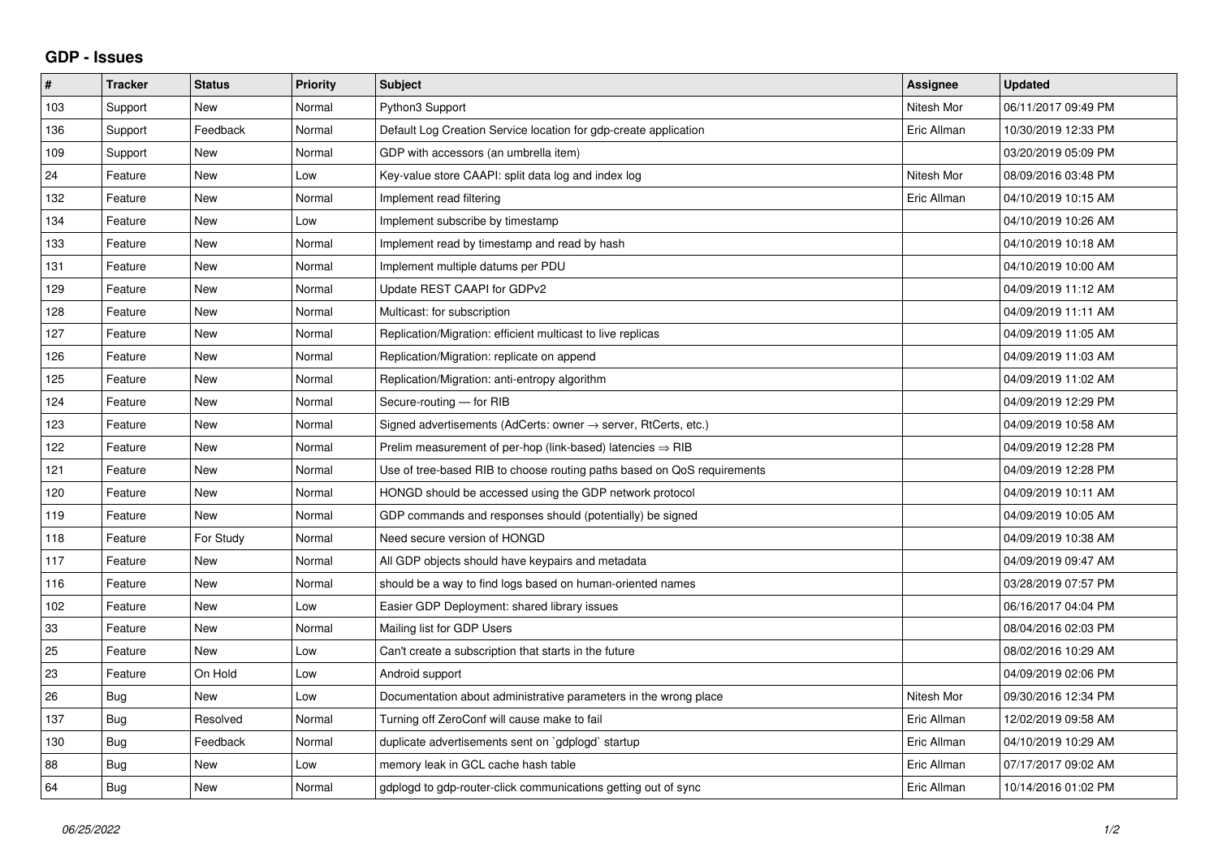## GDP - Issues

| # | Tracker | Status | Priority | Subject | Assignee | Updated |
|---|---|---|---|---|---|---|
| 103 | Support | New | Normal | Python3 Support | Nitesh Mor | 06/11/2017 09:49 PM |
| 136 | Support | Feedback | Normal | Default Log Creation Service location for gdp-create application | Eric Allman | 10/30/2019 12:33 PM |
| 109 | Support | New | Normal | GDP with accessors (an umbrella item) | | 03/20/2019 05:09 PM |
| 24 | Feature | New | Low | Key-value store CAAPI: split data log and index log | Nitesh Mor | 08/09/2016 03:48 PM |
| 132 | Feature | New | Normal | Implement read filtering | Eric Allman | 04/10/2019 10:15 AM |
| 134 | Feature | New | Low | Implement subscribe by timestamp | | 04/10/2019 10:26 AM |
| 133 | Feature | New | Normal | Implement read by timestamp and read by hash | | 04/10/2019 10:18 AM |
| 131 | Feature | New | Normal | Implement multiple datums per PDU | | 04/10/2019 10:00 AM |
| 129 | Feature | New | Normal | Update REST CAAPI for GDPv2 | | 04/09/2019 11:12 AM |
| 128 | Feature | New | Normal | Multicast: for subscription | | 04/09/2019 11:11 AM |
| 127 | Feature | New | Normal | Replication/Migration: efficient multicast to live replicas | | 04/09/2019 11:05 AM |
| 126 | Feature | New | Normal | Replication/Migration: replicate on append | | 04/09/2019 11:03 AM |
| 125 | Feature | New | Normal | Replication/Migration: anti-entropy algorithm | | 04/09/2019 11:02 AM |
| 124 | Feature | New | Normal | Secure-routing — for RIB | | 04/09/2019 12:29 PM |
| 123 | Feature | New | Normal | Signed advertisements (AdCerts: owner → server, RtCerts, etc.) | | 04/09/2019 10:58 AM |
| 122 | Feature | New | Normal | Prelim measurement of per-hop (link-based) latencies ⇒ RIB | | 04/09/2019 12:28 PM |
| 121 | Feature | New | Normal | Use of tree-based RIB to choose routing paths based on QoS requirements | | 04/09/2019 12:28 PM |
| 120 | Feature | New | Normal | HONGD should be accessed using the GDP network protocol | | 04/09/2019 10:11 AM |
| 119 | Feature | New | Normal | GDP commands and responses should (potentially) be signed | | 04/09/2019 10:05 AM |
| 118 | Feature | For Study | Normal | Need secure version of HONGD | | 04/09/2019 10:38 AM |
| 117 | Feature | New | Normal | All GDP objects should have keypairs and metadata | | 04/09/2019 09:47 AM |
| 116 | Feature | New | Normal | should be a way to find logs based on human-oriented names | | 03/28/2019 07:57 PM |
| 102 | Feature | New | Low | Easier GDP Deployment: shared library issues | | 06/16/2017 04:04 PM |
| 33 | Feature | New | Normal | Mailing list for GDP Users | | 08/04/2016 02:03 PM |
| 25 | Feature | New | Low | Can't create a subscription that starts in the future | | 08/02/2016 10:29 AM |
| 23 | Feature | On Hold | Low | Android support | | 04/09/2019 02:06 PM |
| 26 | Bug | New | Low | Documentation about administrative parameters in the wrong place | Nitesh Mor | 09/30/2016 12:34 PM |
| 137 | Bug | Resolved | Normal | Turning off ZeroConf will cause make to fail | Eric Allman | 12/02/2019 09:58 AM |
| 130 | Bug | Feedback | Normal | duplicate advertisements sent on `gdplogd` startup | Eric Allman | 04/10/2019 10:29 AM |
| 88 | Bug | New | Low | memory leak in GCL cache hash table | Eric Allman | 07/17/2017 09:02 AM |
| 64 | Bug | New | Normal | gdplogd to gdp-router-click communications getting out of sync | Eric Allman | 10/14/2016 01:02 PM |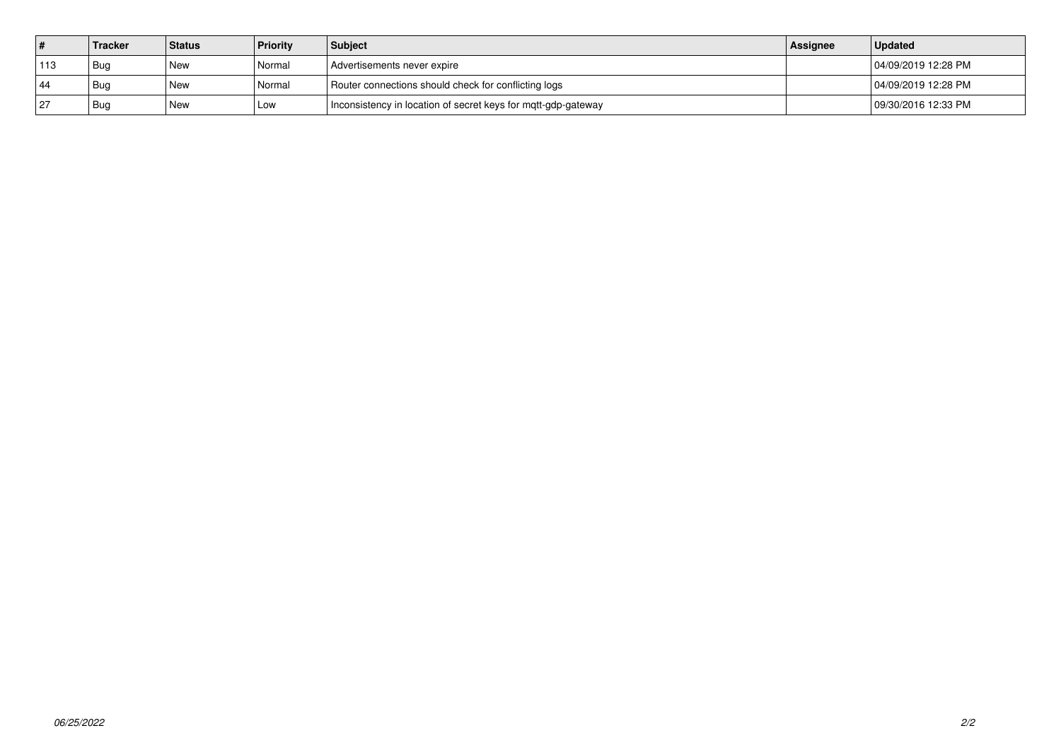| # | Tracker | Status | Priority | Subject | Assignee | Updated |
|---|---|---|---|---|---|---|
| 113 | Bug | New | Normal | Advertisements never expire | | 04/09/2019 12:28 PM |
| 44 | Bug | New | Normal | Router connections should check for conflicting logs | | 04/09/2019 12:28 PM |
| 27 | Bug | New | Low | Inconsistency in location of secret keys for mqtt-gdp-gateway | | 09/30/2016 12:33 PM |